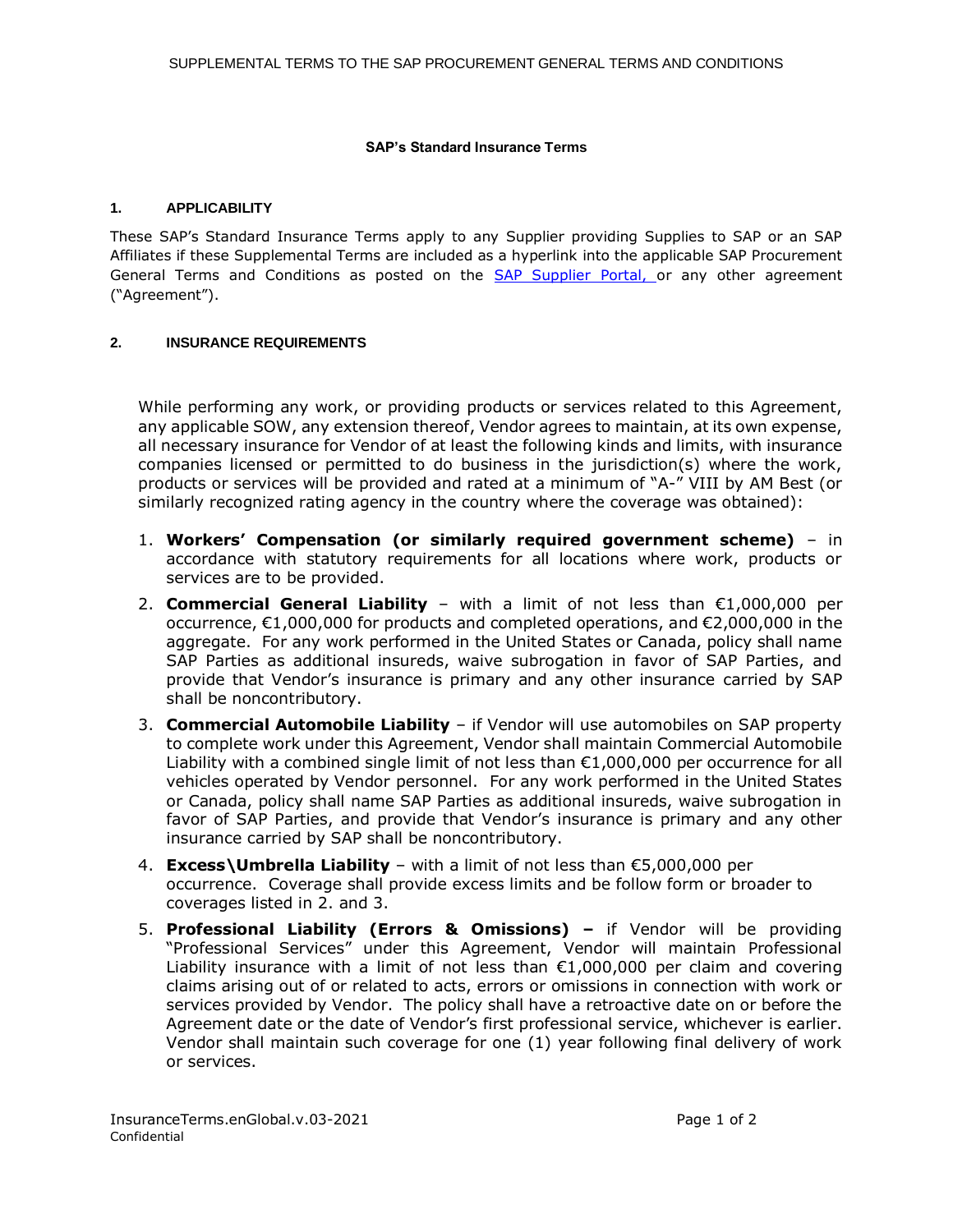SUPPLEMENTAL TERMS TO THE SAP PROCUREMENT GENERAL TERMS AND CONDITIONS

# SAP's Standard Insurance Terms

## 1. APPLICABILITY

These SAP's Standard Insurance Terms apply to any Supplier providing Supplies to SAP or an SAP Affiliates if these Supplemental Terms are included as a hyperlink into the applicable SAP Procurement General Terms and Conditions as posted on the SAP Supplier Portal, or any other agreement ("Agreement").

## 2. INSURANCE REQUIREMENTS

While performing any work, or providing products or services related to this Agreement, any applicable SOW, any extension thereof, Vendor agrees to maintain, at its own expense, all necessary insurance for Vendor of at least the following kinds and limits, with insurance companies licensed or permitted to do business in the jurisdiction(s) where the work, products or services will be provided and rated at a minimum of "A-" VIII by AM Best (or similarly recognized rating agency in the country where the coverage was obtained):

1. **Workers' Compensation (or similarly required government scheme)** – in accordance with statutory requirements for all locations where work, products or services are to be provided.
2. **Commercial General Liability** – with a limit of not less than €1,000,000 per occurrence, €1,000,000 for products and completed operations, and €2,000,000 in the aggregate. For any work performed in the United States or Canada, policy shall name SAP Parties as additional insureds, waive subrogation in favor of SAP Parties, and provide that Vendor's insurance is primary and any other insurance carried by SAP shall be noncontributory.
3. **Commercial Automobile Liability** – if Vendor will use automobiles on SAP property to complete work under this Agreement, Vendor shall maintain Commercial Automobile Liability with a combined single limit of not less than €1,000,000 per occurrence for all vehicles operated by Vendor personnel. For any work performed in the United States or Canada, policy shall name SAP Parties as additional insureds, waive subrogation in favor of SAP Parties, and provide that Vendor's insurance is primary and any other insurance carried by SAP shall be noncontributory.
4. **Excess\Umbrella Liability** – with a limit of not less than €5,000,000 per occurrence. Coverage shall provide excess limits and be follow form or broader to coverages listed in 2. and 3.
5. **Professional Liability (Errors & Omissions) –** if Vendor will be providing "Professional Services" under this Agreement, Vendor will maintain Professional Liability insurance with a limit of not less than €1,000,000 per claim and covering claims arising out of or related to acts, errors or omissions in connection with work or services provided by Vendor. The policy shall have a retroactive date on or before the Agreement date or the date of Vendor's first professional service, whichever is earlier. Vendor shall maintain such coverage for one (1) year following final delivery of work or services.

InsuranceTerms.enGlobal.v.03-2021
Confidential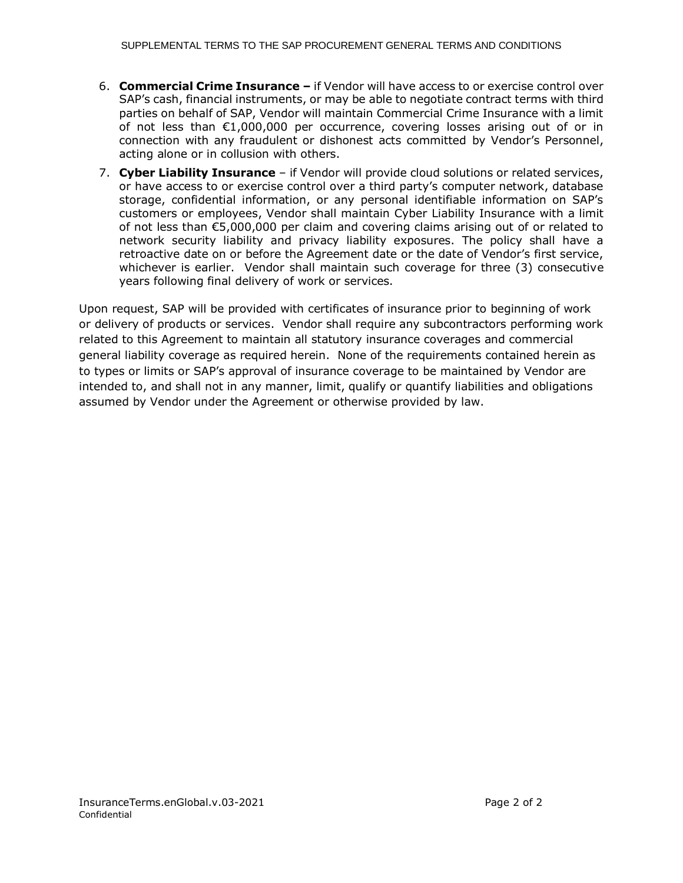6. **Commercial Crime Insurance –** if Vendor will have access to or exercise control over SAP's cash, financial instruments, or may be able to negotiate contract terms with third parties on behalf of SAP, Vendor will maintain Commercial Crime Insurance with a limit of not less than €1,000,000 per occurrence, covering losses arising out of or in connection with any fraudulent or dishonest acts committed by Vendor's Personnel, acting alone or in collusion with others.
7. **Cyber Liability Insurance** – if Vendor will provide cloud solutions or related services, or have access to or exercise control over a third party's computer network, database storage, confidential information, or any personal identifiable information on SAP's customers or employees, Vendor shall maintain Cyber Liability Insurance with a limit of not less than €5,000,000 per claim and covering claims arising out of or related to network security liability and privacy liability exposures. The policy shall have a retroactive date on or before the Agreement date or the date of Vendor's first service, whichever is earlier. Vendor shall maintain such coverage for three (3) consecutive years following final delivery of work or services.

Upon request, SAP will be provided with certificates of insurance prior to beginning of work or delivery of products or services. Vendor shall require any subcontractors performing work related to this Agreement to maintain all statutory insurance coverages and commercial general liability coverage as required herein. None of the requirements contained herein as to types or limits or SAP's approval of insurance coverage to be maintained by Vendor are intended to, and shall not in any manner, limit, qualify or quantify liabilities and obligations assumed by Vendor under the Agreement or otherwise provided by law.